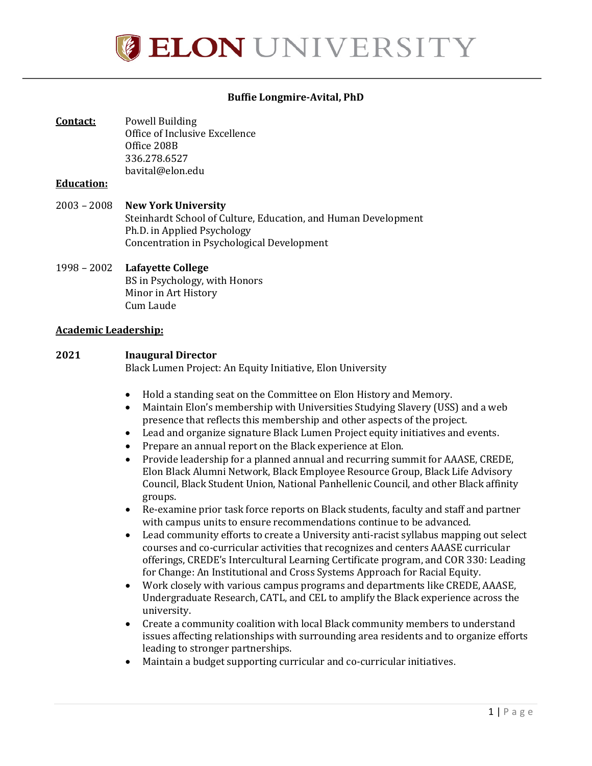# ELON UNIVERSITY

**Buffie Longmire-Avital, PhD**

**Contact:**
Powell Building
Office of Inclusive Excellence
Office 208B
336.278.6527
bavital@elon.edu

**Education:**

2003 – 2008 **New York University**
Steinhardt School of Culture, Education, and Human Development
Ph.D. in Applied Psychology
Concentration in Psychological Development

1998 – 2002 **Lafayette College**
BS in Psychology, with Honors
Minor in Art History
Cum Laude

**Academic Leadership:**

**2021** **Inaugural Director**
Black Lumen Project: An Equity Initiative, Elon University

- Hold a standing seat on the Committee on Elon History and Memory.
- Maintain Elon's membership with Universities Studying Slavery (USS) and a web presence that reflects this membership and other aspects of the project.
- Lead and organize signature Black Lumen Project equity initiatives and events.
- Prepare an annual report on the Black experience at Elon.
- Provide leadership for a planned annual and recurring summit for AAASE, CREDE, Elon Black Alumni Network, Black Employee Resource Group, Black Life Advisory Council, Black Student Union, National Panhellenic Council, and other Black affinity groups.
- Re-examine prior task force reports on Black students, faculty and staff and partner with campus units to ensure recommendations continue to be advanced.
- Lead community efforts to create a University anti-racist syllabus mapping out select courses and co-curricular activities that recognizes and centers AAASE curricular offerings, CREDE's Intercultural Learning Certificate program, and COR 330: Leading for Change: An Institutional and Cross Systems Approach for Racial Equity.
- Work closely with various campus programs and departments like CREDE, AAASE, Undergraduate Research, CATL, and CEL to amplify the Black experience across the university.
- Create a community coalition with local Black community members to understand issues affecting relationships with surrounding area residents and to organize efforts leading to stronger partnerships.
- Maintain a budget supporting curricular and co-curricular initiatives.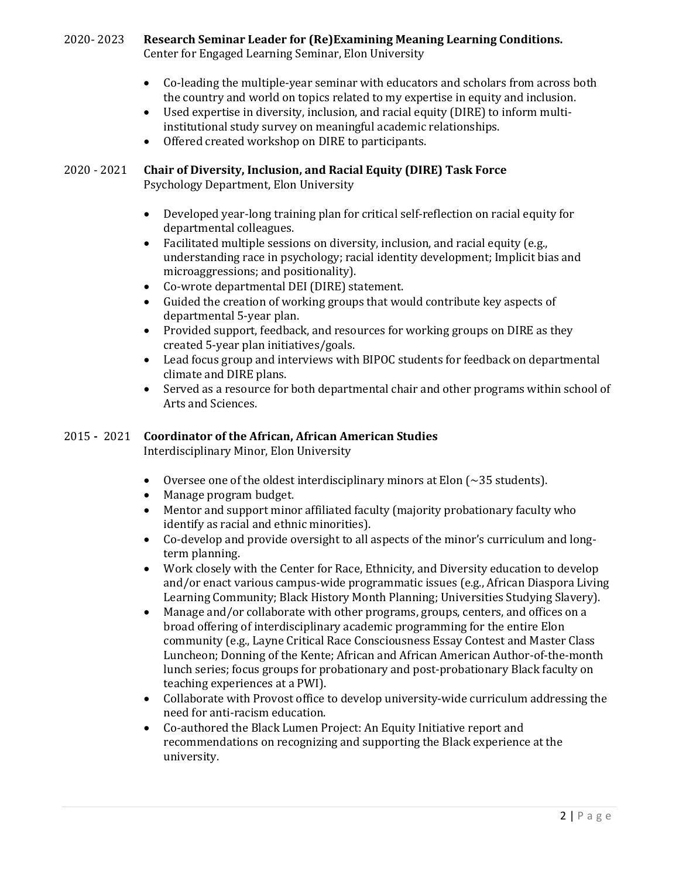2020- 2023 **Research Seminar Leader for (Re)Examining Meaning Learning Conditions.**
Center for Engaged Learning Seminar, Elon University

- Co-leading the multiple-year seminar with educators and scholars from across both the country and world on topics related to my expertise in equity and inclusion.
- Used expertise in diversity, inclusion, and racial equity (DIRE) to inform multi-institutional study survey on meaningful academic relationships.
- Offered created workshop on DIRE to participants.

2020 - 2021 **Chair of Diversity, Inclusion, and Racial Equity (DIRE) Task Force**
Psychology Department, Elon University

- Developed year-long training plan for critical self-reflection on racial equity for departmental colleagues.
- Facilitated multiple sessions on diversity, inclusion, and racial equity (e.g., understanding race in psychology; racial identity development; Implicit bias and microaggressions; and positionality).
- Co-wrote departmental DEI (DIRE) statement.
- Guided the creation of working groups that would contribute key aspects of departmental 5-year plan.
- Provided support, feedback, and resources for working groups on DIRE as they created 5-year plan initiatives/goals.
- Lead focus group and interviews with BIPOC students for feedback on departmental climate and DIRE plans.
- Served as a resource for both departmental chair and other programs within school of Arts and Sciences.

2015 - 2021 **Coordinator of the African, African American Studies**
Interdisciplinary Minor, Elon University

- Oversee one of the oldest interdisciplinary minors at Elon (~35 students).
- Manage program budget.
- Mentor and support minor affiliated faculty (majority probationary faculty who identify as racial and ethnic minorities).
- Co-develop and provide oversight to all aspects of the minor's curriculum and long-term planning.
- Work closely with the Center for Race, Ethnicity, and Diversity education to develop and/or enact various campus-wide programmatic issues (e.g., African Diaspora Living Learning Community; Black History Month Planning; Universities Studying Slavery).
- Manage and/or collaborate with other programs, groups, centers, and offices on a broad offering of interdisciplinary academic programming for the entire Elon community (e.g., Layne Critical Race Consciousness Essay Contest and Master Class Luncheon; Donning of the Kente; African and African American Author-of-the-month lunch series; focus groups for probationary and post-probationary Black faculty on teaching experiences at a PWI).
- Collaborate with Provost office to develop university-wide curriculum addressing the need for anti-racism education.
- Co-authored the Black Lumen Project: An Equity Initiative report and recommendations on recognizing and supporting the Black experience at the university.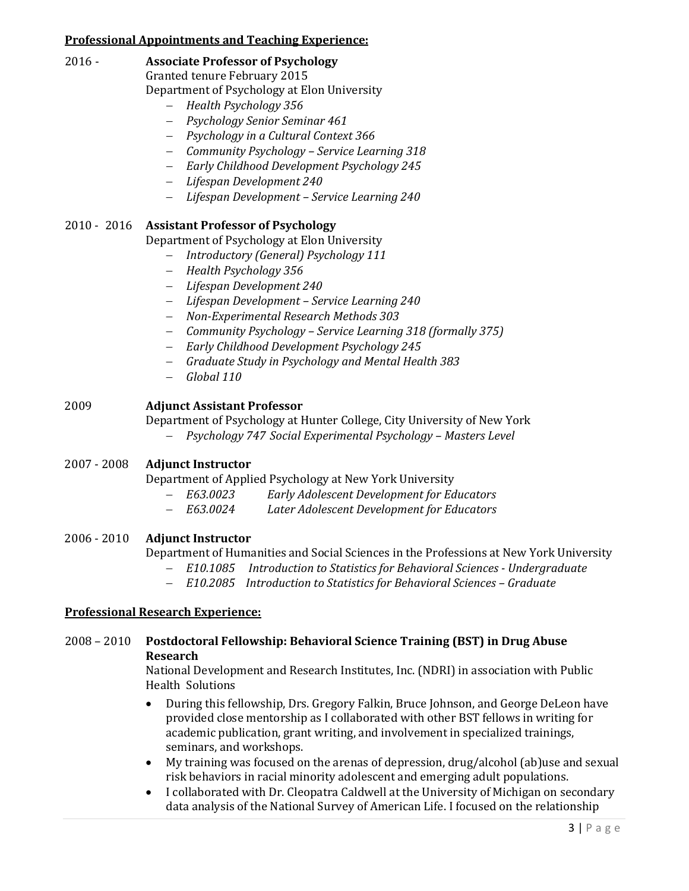**Professional Appointments and Teaching Experience:**

2016 - **Associate Professor of Psychology**
Granted tenure February 2015
Department of Psychology at Elon University

- *Health Psychology 356*
- *Psychology Senior Seminar 461*
- *Psychology in a Cultural Context 366*
- *Community Psychology – Service Learning 318*
- *Early Childhood Development Psychology 245*
- *Lifespan Development 240*
- *Lifespan Development – Service Learning 240*

2010 - 2016 **Assistant Professor of Psychology**
Department of Psychology at Elon University

- *Introductory (General) Psychology 111*
- *Health Psychology 356*
- *Lifespan Development 240*
- *Lifespan Development – Service Learning 240*
- *Non-Experimental Research Methods 303*
- *Community Psychology – Service Learning 318 (formally 375)*
- *Early Childhood Development Psychology 245*
- *Graduate Study in Psychology and Mental Health 383*
- *Global 110*

2009 **Adjunct Assistant Professor**
Department of Psychology at Hunter College, City University of New York

- *Psychology 747 Social Experimental Psychology – Masters Level*

2007 - 2008 **Adjunct Instructor**
Department of Applied Psychology at New York University

- *E63.0023 Early Adolescent Development for Educators*
- *E63.0024 Later Adolescent Development for Educators*

2006 - 2010 **Adjunct Instructor**
Department of Humanities and Social Sciences in the Professions at New York University

- *E10.1085 Introduction to Statistics for Behavioral Sciences - Undergraduate*
- *E10.2085 Introduction to Statistics for Behavioral Sciences – Graduate*

**Professional Research Experience:**

2008 – 2010 **Postdoctoral Fellowship: Behavioral Science Training (BST) in Drug Abuse Research**
National Development and Research Institutes, Inc. (NDRI) in association with Public Health Solutions

- During this fellowship, Drs. Gregory Falkin, Bruce Johnson, and George DeLeon have provided close mentorship as I collaborated with other BST fellows in writing for academic publication, grant writing, and involvement in specialized trainings, seminars, and workshops.
- My training was focused on the arenas of depression, drug/alcohol (ab)use and sexual risk behaviors in racial minority adolescent and emerging adult populations.
- I collaborated with Dr. Cleopatra Caldwell at the University of Michigan on secondary data analysis of the National Survey of American Life. I focused on the relationship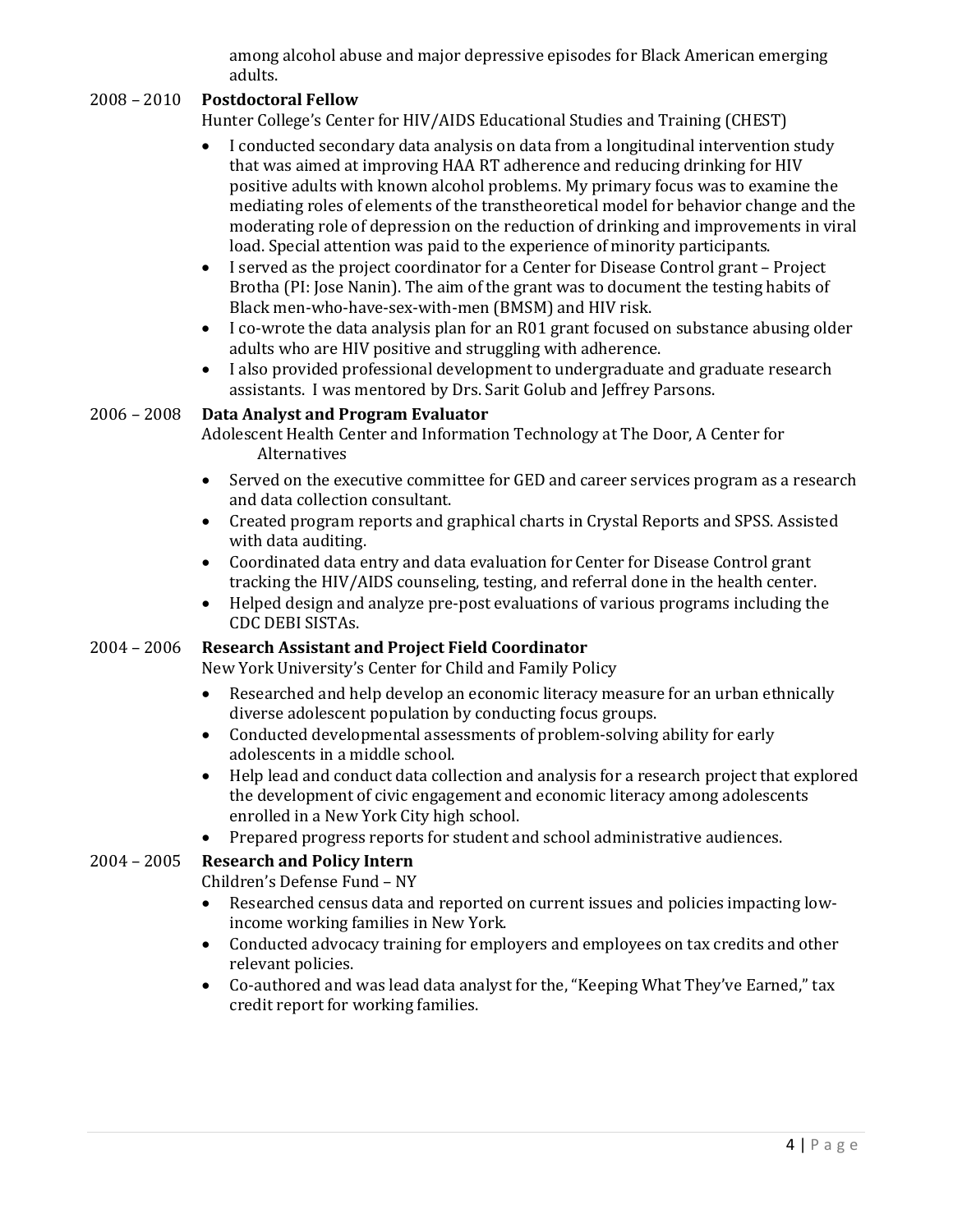among alcohol abuse and major depressive episodes for Black American emerging adults.

2008 – 2010 **Postdoctoral Fellow**
Hunter College's Center for HIV/AIDS Educational Studies and Training (CHEST)

- I conducted secondary data analysis on data from a longitudinal intervention study that was aimed at improving HAA RT adherence and reducing drinking for HIV positive adults with known alcohol problems. My primary focus was to examine the mediating roles of elements of the transtheoretical model for behavior change and the moderating role of depression on the reduction of drinking and improvements in viral load. Special attention was paid to the experience of minority participants.
- I served as the project coordinator for a Center for Disease Control grant – Project Brotha (PI: Jose Nanin). The aim of the grant was to document the testing habits of Black men-who-have-sex-with-men (BMSM) and HIV risk.
- I co-wrote the data analysis plan for an R01 grant focused on substance abusing older adults who are HIV positive and struggling with adherence.
- I also provided professional development to undergraduate and graduate research assistants. I was mentored by Drs. Sarit Golub and Jeffrey Parsons.

2006 – 2008 **Data Analyst and Program Evaluator**
Adolescent Health Center and Information Technology at The Door, A Center for Alternatives

- Served on the executive committee for GED and career services program as a research and data collection consultant.
- Created program reports and graphical charts in Crystal Reports and SPSS. Assisted with data auditing.
- Coordinated data entry and data evaluation for Center for Disease Control grant tracking the HIV/AIDS counseling, testing, and referral done in the health center.
- Helped design and analyze pre-post evaluations of various programs including the CDC DEBI SISTAs.

2004 – 2006 **Research Assistant and Project Field Coordinator**
New York University's Center for Child and Family Policy

- Researched and help develop an economic literacy measure for an urban ethnically diverse adolescent population by conducting focus groups.
- Conducted developmental assessments of problem-solving ability for early adolescents in a middle school.
- Help lead and conduct data collection and analysis for a research project that explored the development of civic engagement and economic literacy among adolescents enrolled in a New York City high school.
- Prepared progress reports for student and school administrative audiences.

2004 – 2005 **Research and Policy Intern**
Children's Defense Fund – NY

- Researched census data and reported on current issues and policies impacting low-income working families in New York.
- Conducted advocacy training for employers and employees on tax credits and other relevant policies.
- Co-authored and was lead data analyst for the, "Keeping What They've Earned," tax credit report for working families.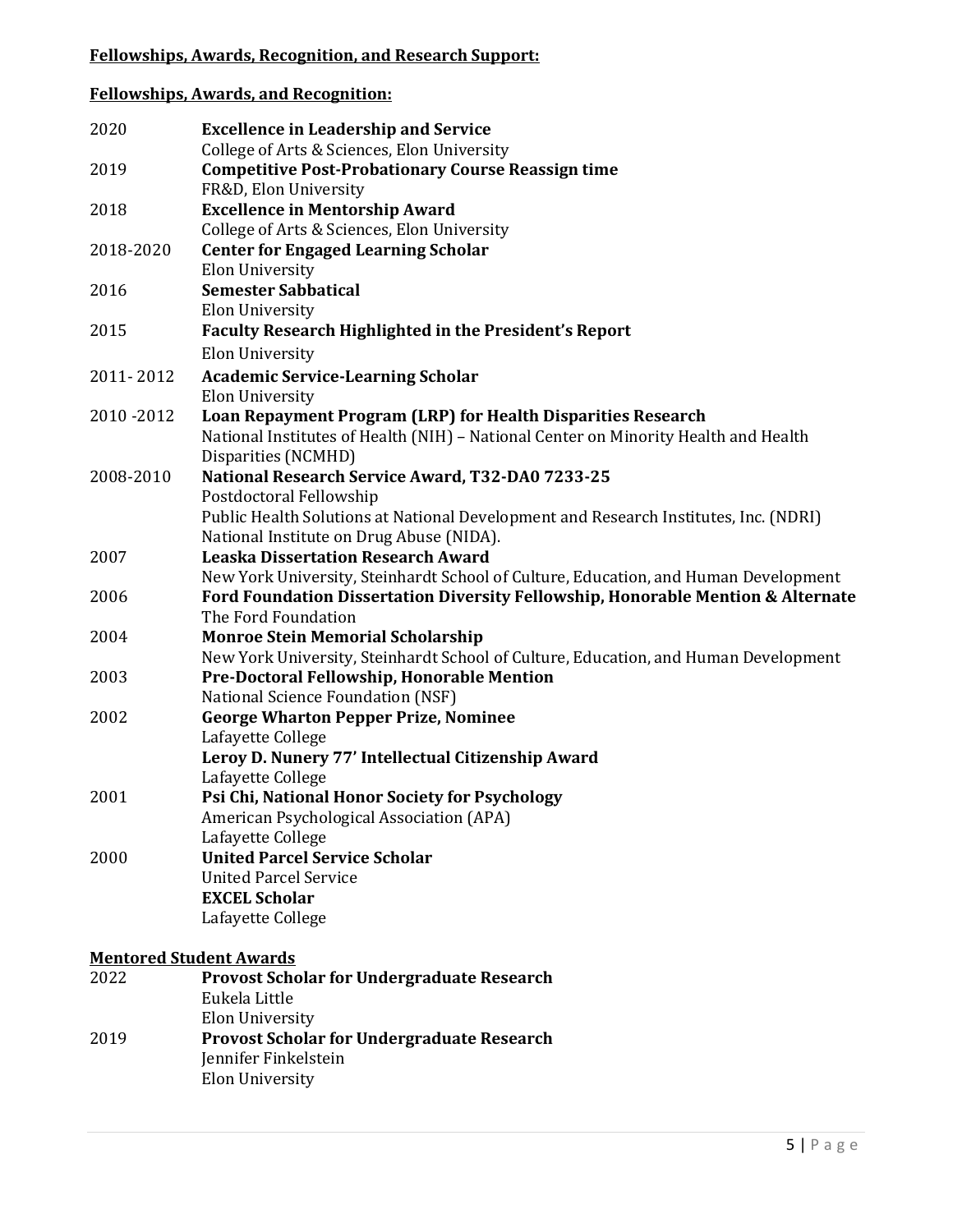**Fellowships, Awards, Recognition, and Research Support:**

**Fellowships, Awards, and Recognition:**

2020 **Excellence in Leadership and Service**
College of Arts & Sciences, Elon University

2019 **Competitive Post-Probationary Course Reassign time**
FR&D, Elon University

2018 **Excellence in Mentorship Award**
College of Arts & Sciences, Elon University

2018-2020 **Center for Engaged Learning Scholar**
Elon University

2016 **Semester Sabbatical**
Elon University

2015 **Faculty Research Highlighted in the President's Report**
Elon University

2011- 2012 **Academic Service-Learning Scholar**
Elon University

2010 -2012 **Loan Repayment Program (LRP) for Health Disparities Research**
National Institutes of Health (NIH) – National Center on Minority Health and Health Disparities (NCMHD)

2008-2010 **National Research Service Award, T32-DA0 7233-25**
Postdoctoral Fellowship
Public Health Solutions at National Development and Research Institutes, Inc. (NDRI)
National Institute on Drug Abuse (NIDA).

2007 **Leaska Dissertation Research Award**
New York University, Steinhardt School of Culture, Education, and Human Development

2006 **Ford Foundation Dissertation Diversity Fellowship, Honorable Mention & Alternate**
The Ford Foundation

2004 **Monroe Stein Memorial Scholarship**
New York University, Steinhardt School of Culture, Education, and Human Development

2003 **Pre-Doctoral Fellowship, Honorable Mention**
National Science Foundation (NSF)

2002 **George Wharton Pepper Prize, Nominee**
Lafayette College
**Leroy D. Nunery 77' Intellectual Citizenship Award**
Lafayette College

2001 **Psi Chi, National Honor Society for Psychology**
American Psychological Association (APA)
Lafayette College

2000 **United Parcel Service Scholar**
United Parcel Service
**EXCEL Scholar**
Lafayette College

**Mentored Student Awards**

2022 **Provost Scholar for Undergraduate Research**
Eukela Little
Elon University

2019 **Provost Scholar for Undergraduate Research**
Jennifer Finkelstein
Elon University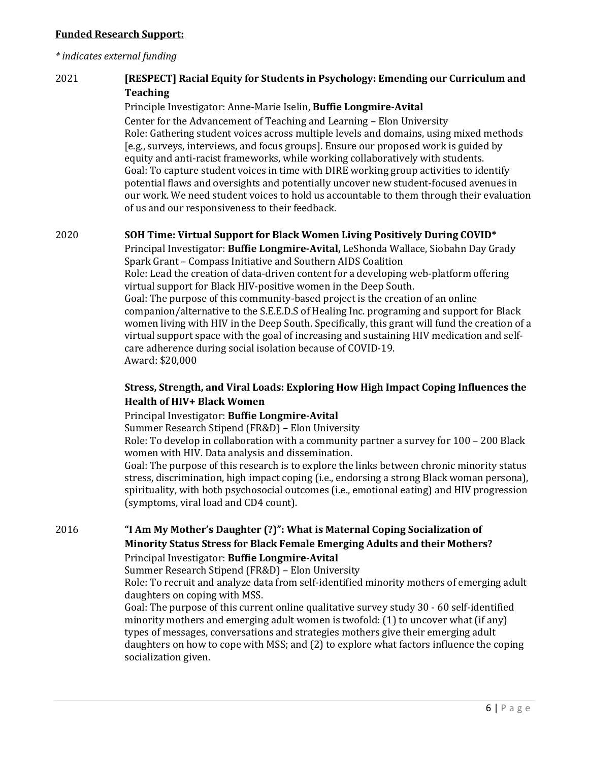**Funded Research Support:**

*\* indicates external funding*

**2021**

**[RESPECT] Racial Equity for Students in Psychology: Emending our Curriculum and Teaching**

Principle Investigator: Anne-Marie Iselin, **Buffie Longmire-Avital**
Center for the Advancement of Teaching and Learning – Elon University
Role: Gathering student voices across multiple levels and domains, using mixed methods [e.g., surveys, interviews, and focus groups]. Ensure our proposed work is guided by equity and anti-racist frameworks, while working collaboratively with students.
Goal: To capture student voices in time with DIRE working group activities to identify potential flaws and oversights and potentially uncover new student-focused avenues in our work. We need student voices to hold us accountable to them through their evaluation of us and our responsiveness to their feedback.

**2020**

**SOH Time: Virtual Support for Black Women Living Positively During COVID\***

Principal Investigator: **Buffie Longmire-Avital,** LeShonda Wallace, Siobahn Day Grady
Spark Grant – Compass Initiative and Southern AIDS Coalition
Role: Lead the creation of data-driven content for a developing web-platform offering virtual support for Black HIV-positive women in the Deep South.
Goal: The purpose of this community-based project is the creation of an online companion/alternative to the S.E.E.D.S of Healing Inc. programing and support for Black women living with HIV in the Deep South. Specifically, this grant will fund the creation of a virtual support space with the goal of increasing and sustaining HIV medication and self-care adherence during social isolation because of COVID-19.
Award: $20,000

**Stress, Strength, and Viral Loads: Exploring How High Impact Coping Influences the Health of HIV+ Black Women**

Principal Investigator: **Buffie Longmire-Avital**
Summer Research Stipend (FR&D) – Elon University
Role: To develop in collaboration with a community partner a survey for 100 – 200 Black women with HIV. Data analysis and dissemination.
Goal: The purpose of this research is to explore the links between chronic minority status stress, discrimination, high impact coping (i.e., endorsing a strong Black woman persona), spirituality, with both psychosocial outcomes (i.e., emotional eating) and HIV progression (symptoms, viral load and CD4 count).

**2016**

**"I Am My Mother's Daughter (?)": What is Maternal Coping Socialization of Minority Status Stress for Black Female Emerging Adults and their Mothers?**

Principal Investigator: **Buffie Longmire-Avital**
Summer Research Stipend (FR&D) – Elon University
Role: To recruit and analyze data from self-identified minority mothers of emerging adult daughters on coping with MSS.
Goal: The purpose of this current online qualitative survey study 30 - 60 self-identified minority mothers and emerging adult women is twofold: (1) to uncover what (if any) types of messages, conversations and strategies mothers give their emerging adult daughters on how to cope with MSS; and (2) to explore what factors influence the coping socialization given.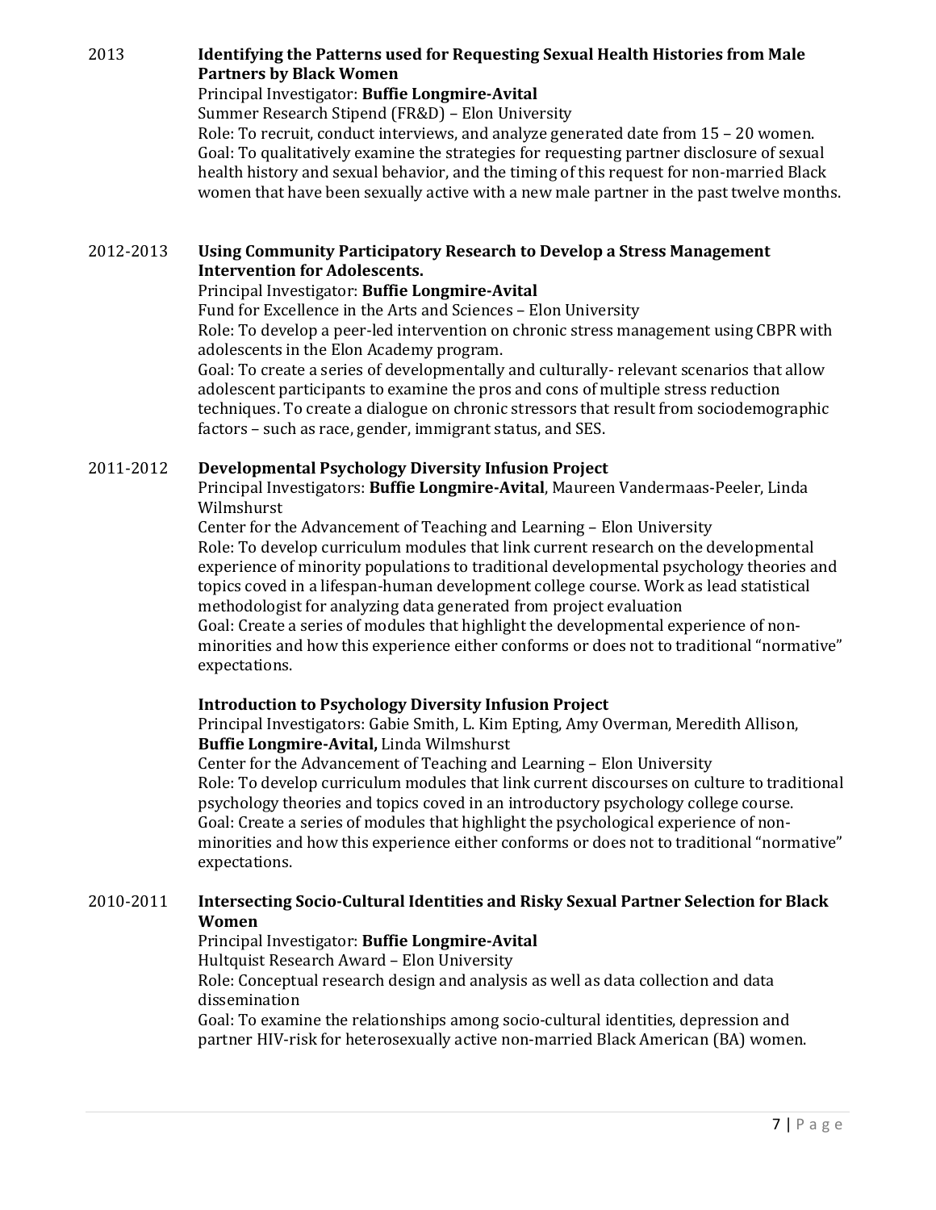2013 **Identifying the Patterns used for Requesting Sexual Health Histories from Male Partners by Black Women**
Principal Investigator: **Buffie Longmire-Avital**
Summer Research Stipend (FR&D) – Elon University
Role: To recruit, conduct interviews, and analyze generated date from 15 – 20 women.
Goal: To qualitatively examine the strategies for requesting partner disclosure of sexual health history and sexual behavior, and the timing of this request for non-married Black women that have been sexually active with a new male partner in the past twelve months.

2012-2013 **Using Community Participatory Research to Develop a Stress Management Intervention for Adolescents.**
Principal Investigator: **Buffie Longmire-Avital**
Fund for Excellence in the Arts and Sciences – Elon University
Role: To develop a peer-led intervention on chronic stress management using CBPR with adolescents in the Elon Academy program.
Goal: To create a series of developmentally and culturally- relevant scenarios that allow adolescent participants to examine the pros and cons of multiple stress reduction techniques. To create a dialogue on chronic stressors that result from sociodemographic factors – such as race, gender, immigrant status, and SES.

2011-2012 **Developmental Psychology Diversity Infusion Project**
Principal Investigators: **Buffie Longmire-Avital**, Maureen Vandermaas-Peeler, Linda Wilmshurst
Center for the Advancement of Teaching and Learning – Elon University
Role: To develop curriculum modules that link current research on the developmental experience of minority populations to traditional developmental psychology theories and topics coved in a lifespan-human development college course. Work as lead statistical methodologist for analyzing data generated from project evaluation
Goal: Create a series of modules that highlight the developmental experience of non-minorities and how this experience either conforms or does not to traditional "normative" expectations.

**Introduction to Psychology Diversity Infusion Project**
Principal Investigators: Gabie Smith, L. Kim Epting, Amy Overman, Meredith Allison, **Buffie Longmire-Avital,** Linda Wilmshurst
Center for the Advancement of Teaching and Learning – Elon University
Role: To develop curriculum modules that link current discourses on culture to traditional psychology theories and topics coved in an introductory psychology college course.
Goal: Create a series of modules that highlight the psychological experience of non-minorities and how this experience either conforms or does not to traditional "normative" expectations.

2010-2011 **Intersecting Socio-Cultural Identities and Risky Sexual Partner Selection for Black Women**
Principal Investigator: **Buffie Longmire-Avital**
Hultquist Research Award – Elon University
Role: Conceptual research design and analysis as well as data collection and data dissemination
Goal: To examine the relationships among socio-cultural identities, depression and partner HIV-risk for heterosexually active non-married Black American (BA) women.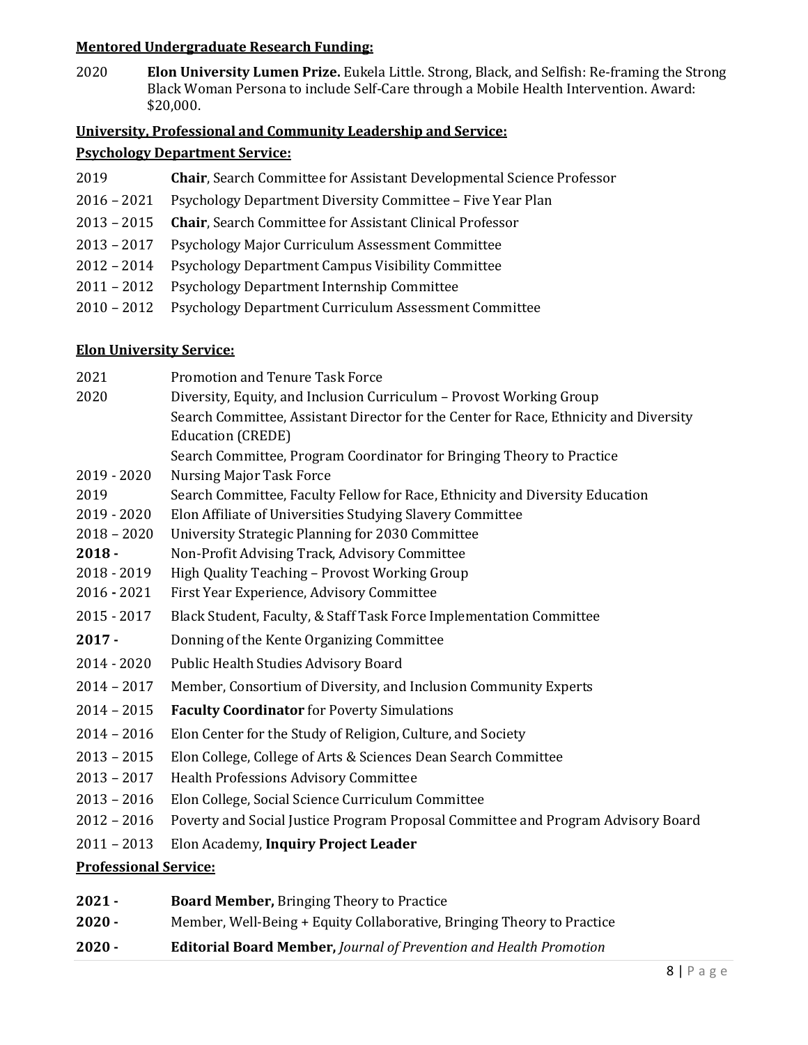**Mentored Undergraduate Research Funding:**

2020 **Elon University Lumen Prize.** Eukela Little. Strong, Black, and Selfish: Re-framing the Strong Black Woman Persona to include Self-Care through a Mobile Health Intervention. Award: $20,000.

**University, Professional and Community Leadership and Service:**

**Psychology Department Service:**

2019 **Chair**, Search Committee for Assistant Developmental Science Professor

2016 – 2021 Psychology Department Diversity Committee – Five Year Plan

2013 – 2015 **Chair**, Search Committee for Assistant Clinical Professor

2013 – 2017 Psychology Major Curriculum Assessment Committee

2012 – 2014 Psychology Department Campus Visibility Committee

2011 – 2012 Psychology Department Internship Committee

2010 – 2012 Psychology Department Curriculum Assessment Committee

**Elon University Service:**

2021 Promotion and Tenure Task Force

2020 Diversity, Equity, and Inclusion Curriculum – Provost Working Group

Search Committee, Assistant Director for the Center for Race, Ethnicity and Diversity Education (CREDE)

Search Committee, Program Coordinator for Bringing Theory to Practice

2019 - 2020 Nursing Major Task Force

2019 Search Committee, Faculty Fellow for Race, Ethnicity and Diversity Education

2019 - 2020 Elon Affiliate of Universities Studying Slavery Committee

2018 – 2020 University Strategic Planning for 2030 Committee

**2018 -** Non-Profit Advising Track, Advisory Committee

2018 - 2019 High Quality Teaching – Provost Working Group

2016 **-** 2021 First Year Experience, Advisory Committee

2015 - 2017 Black Student, Faculty, & Staff Task Force Implementation Committee

**2017 -** Donning of the Kente Organizing Committee

2014 - 2020 Public Health Studies Advisory Board

2014 – 2017 Member, Consortium of Diversity, and Inclusion Community Experts

2014 – 2015 **Faculty Coordinator** for Poverty Simulations

2014 – 2016 Elon Center for the Study of Religion, Culture, and Society

2013 – 2015 Elon College, College of Arts & Sciences Dean Search Committee

2013 – 2017 Health Professions Advisory Committee

2013 – 2016 Elon College, Social Science Curriculum Committee

2012 – 2016 Poverty and Social Justice Program Proposal Committee and Program Advisory Board

2011 – 2013 Elon Academy, **Inquiry Project Leader**

**Professional Service:**

**2021 -** **Board Member,** Bringing Theory to Practice

**2020 -** Member, Well-Being + Equity Collaborative, Bringing Theory to Practice

**2020 -** **Editorial Board Member,** *Journal of Prevention and Health Promotion*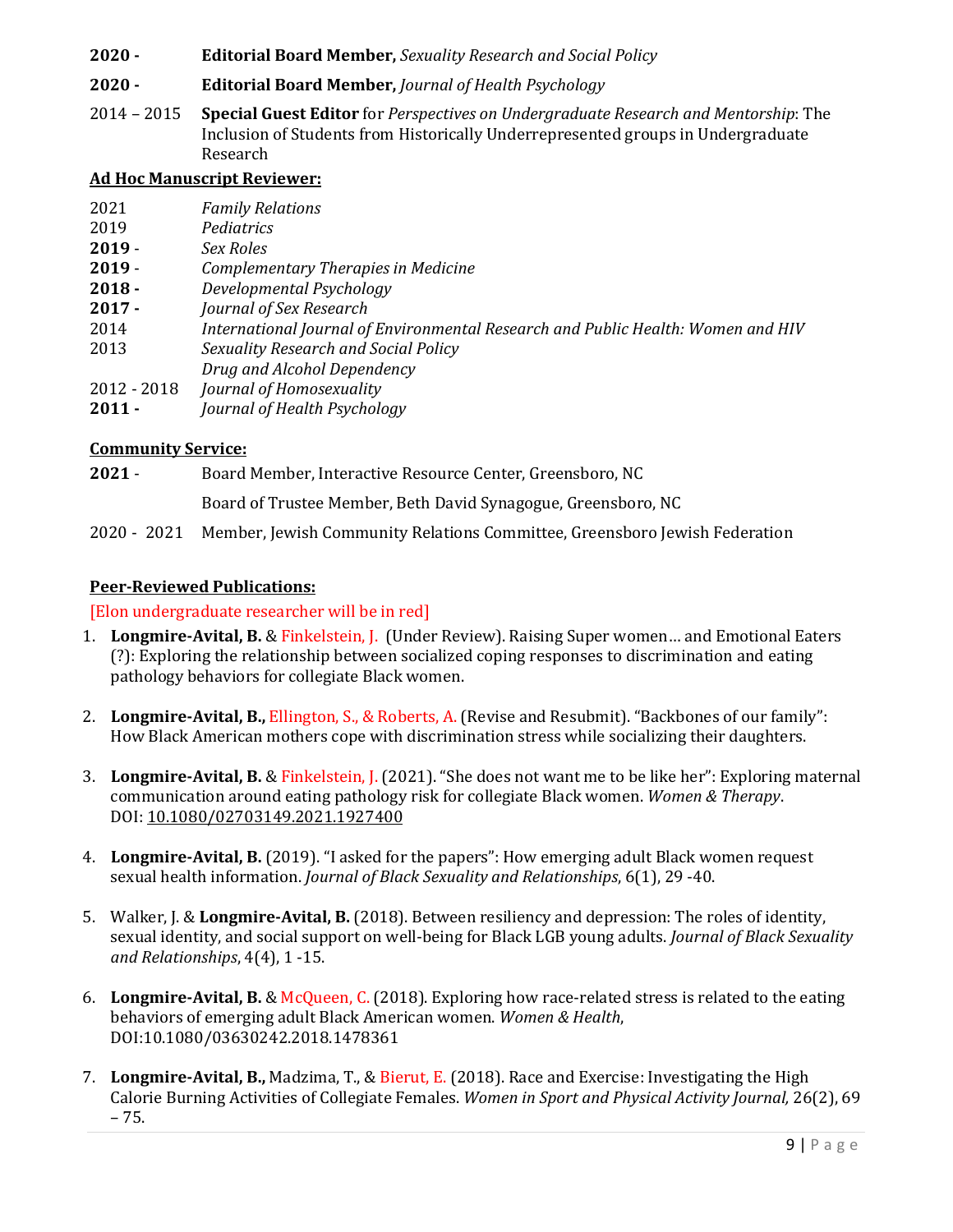**2020 -** **Editorial Board Member,** *Sexuality Research and Social Policy*

**2020 -** **Editorial Board Member,** *Journal of Health Psychology*

2014 – 2015 **Special Guest Editor** for *Perspectives on Undergraduate Research and Mentorship*: The Inclusion of Students from Historically Underrepresented groups in Undergraduate Research

**Ad Hoc Manuscript Reviewer:**

2021 *Family Relations*
2019 *Pediatrics*
**2019** - *Sex Roles*
**2019** - *Complementary Therapies in Medicine*
**2018 -** *Developmental Psychology*
**2017 -** *Journal of Sex Research*
2014 *International Journal of Environmental Research and Public Health: Women and HIV*
2013 *Sexuality Research and Social Policy*
*Drug and Alcohol Dependency*
2012 - 2018 *Journal of Homosexuality*
**2011 -** *Journal of Health Psychology*

**Community Service:**

**2021** - Board Member, Interactive Resource Center, Greensboro, NC

Board of Trustee Member, Beth David Synagogue, Greensboro, NC

2020 - 2021 Member, Jewish Community Relations Committee, Greensboro Jewish Federation

**Peer-Reviewed Publications:**

[Elon undergraduate researcher will be in red]

1. **Longmire-Avital, B.** & Finkelstein, J. (Under Review). Raising Super women… and Emotional Eaters (?): Exploring the relationship between socialized coping responses to discrimination and eating pathology behaviors for collegiate Black women.

2. **Longmire-Avital, B.,** Ellington, S., & Roberts, A. (Revise and Resubmit). "Backbones of our family": How Black American mothers cope with discrimination stress while socializing their daughters.

3. **Longmire-Avital, B.** & Finkelstein, J. (2021). "She does not want me to be like her": Exploring maternal communication around eating pathology risk for collegiate Black women. *Women & Therapy*. DOI: 10.1080/02703149.2021.1927400

4. **Longmire-Avital, B.** (2019). "I asked for the papers": How emerging adult Black women request sexual health information. *Journal of Black Sexuality and Relationships*, 6(1), 29 -40.

5. Walker, J. & **Longmire-Avital, B.** (2018). Between resiliency and depression: The roles of identity, sexual identity, and social support on well-being for Black LGB young adults. *Journal of Black Sexuality and Relationships*, 4(4), 1 -15.

6. **Longmire-Avital, B.** & McQueen, C. (2018). Exploring how race-related stress is related to the eating behaviors of emerging adult Black American women. *Women & Health*, DOI:10.1080/03630242.2018.1478361

7. **Longmire-Avital, B.,** Madzima, T., & Bierut, E. (2018). Race and Exercise: Investigating the High Calorie Burning Activities of Collegiate Females. *Women in Sport and Physical Activity Journal,* 26(2), 69 – 75.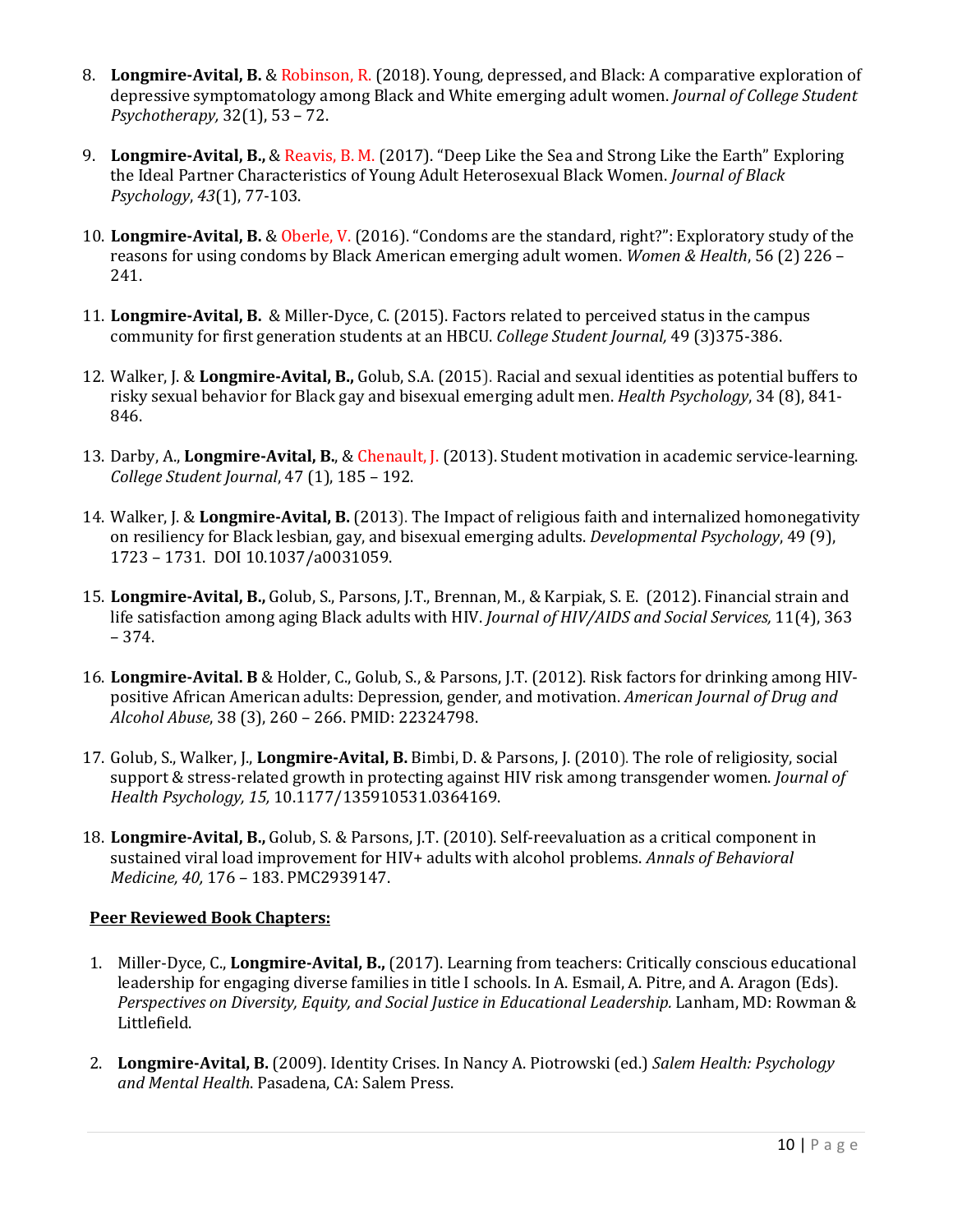8. **Longmire-Avital, B.** & Robinson, R. (2018). Young, depressed, and Black: A comparative exploration of depressive symptomatology among Black and White emerging adult women. *Journal of College Student Psychotherapy,* 32(1), 53 – 72.

9. **Longmire-Avital, B.,** & Reavis, B. M. (2017). "Deep Like the Sea and Strong Like the Earth" Exploring the Ideal Partner Characteristics of Young Adult Heterosexual Black Women. *Journal of Black Psychology*, *43*(1), 77-103.

10. **Longmire-Avital, B.** & Oberle, V. (2016). "Condoms are the standard, right?": Exploratory study of the reasons for using condoms by Black American emerging adult women. *Women & Health*, 56 (2) 226 – 241.

11. **Longmire-Avital, B.** & Miller-Dyce, C. (2015). Factors related to perceived status in the campus community for first generation students at an HBCU. *College Student Journal,* 49 (3)375-386.

12. Walker, J. & **Longmire-Avital, B.,** Golub, S.A. (2015). Racial and sexual identities as potential buffers to risky sexual behavior for Black gay and bisexual emerging adult men. *Health Psychology*, 34 (8), 841-846.

13. Darby, A., **Longmire-Avital, B.**, & Chenault, J. (2013). Student motivation in academic service-learning. *College Student Journal*, 47 (1), 185 – 192.

14. Walker, J. & **Longmire-Avital, B.** (2013). The Impact of religious faith and internalized homonegativity on resiliency for Black lesbian, gay, and bisexual emerging adults. *Developmental Psychology*, 49 (9), 1723 – 1731. DOI 10.1037/a0031059.

15. **Longmire-Avital, B.,** Golub, S., Parsons, J.T., Brennan, M., & Karpiak, S. E. (2012). Financial strain and life satisfaction among aging Black adults with HIV. *Journal of HIV/AIDS and Social Services,* 11(4), 363 – 374.

16. **Longmire-Avital. B** & Holder, C., Golub, S., & Parsons, J.T. (2012). Risk factors for drinking among HIV-positive African American adults: Depression, gender, and motivation. *American Journal of Drug and Alcohol Abuse*, 38 (3), 260 – 266. PMID: 22324798.

17. Golub, S., Walker, J., **Longmire-Avital, B.** Bimbi, D. & Parsons, J. (2010). The role of religiosity, social support & stress-related growth in protecting against HIV risk among transgender women. *Journal of Health Psychology, 15,* 10.1177/135910531.0364169.

18. **Longmire-Avital, B.,** Golub, S. & Parsons, J.T. (2010). Self-reevaluation as a critical component in sustained viral load improvement for HIV+ adults with alcohol problems. *Annals of Behavioral Medicine, 40,* 176 – 183. PMC2939147.

**Peer Reviewed Book Chapters:**

1. Miller-Dyce, C., **Longmire-Avital, B.,** (2017). Learning from teachers: Critically conscious educational leadership for engaging diverse families in title I schools. In A. Esmail, A. Pitre, and A. Aragon (Eds). *Perspectives on Diversity, Equity, and Social Justice in Educational Leadership.* Lanham, MD: Rowman & Littlefield.

2. **Longmire-Avital, B.** (2009). Identity Crises. In Nancy A. Piotrowski (ed.) *Salem Health: Psychology and Mental Health*. Pasadena, CA: Salem Press.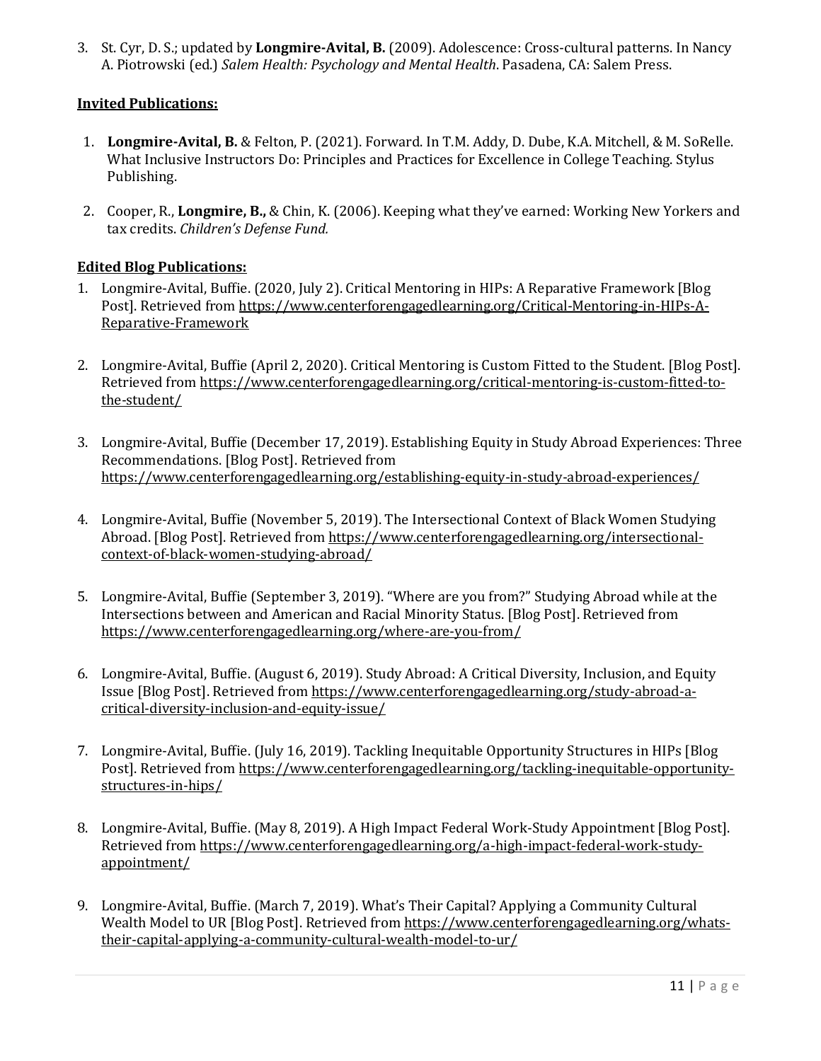3. St. Cyr, D. S.; updated by **Longmire-Avital, B.** (2009). Adolescence: Cross-cultural patterns. In Nancy A. Piotrowski (ed.) *Salem Health: Psychology and Mental Health*. Pasadena, CA: Salem Press.

**Invited Publications:**

1. **Longmire-Avital, B.** & Felton, P. (2021). Forward. In T.M. Addy, D. Dube, K.A. Mitchell, & M. SoRelle. What Inclusive Instructors Do: Principles and Practices for Excellence in College Teaching. Stylus Publishing.

2. Cooper, R., **Longmire, B.,** & Chin, K. (2006). Keeping what they've earned: Working New Yorkers and tax credits. *Children's Defense Fund.*

**Edited Blog Publications:**

1. Longmire-Avital, Buffie. (2020, July 2). Critical Mentoring in HIPs: A Reparative Framework [Blog Post]. Retrieved from https://www.centerforengagedlearning.org/Critical-Mentoring-in-HIPs-A-Reparative-Framework

2. Longmire-Avital, Buffie (April 2, 2020). Critical Mentoring is Custom Fitted to the Student. [Blog Post]. Retrieved from https://www.centerforengagedlearning.org/critical-mentoring-is-custom-fitted-to-the-student/

3. Longmire-Avital, Buffie (December 17, 2019). Establishing Equity in Study Abroad Experiences: Three Recommendations. [Blog Post]. Retrieved from https://www.centerforengagedlearning.org/establishing-equity-in-study-abroad-experiences/

4. Longmire-Avital, Buffie (November 5, 2019). The Intersectional Context of Black Women Studying Abroad. [Blog Post]. Retrieved from https://www.centerforengagedlearning.org/intersectional-context-of-black-women-studying-abroad/

5. Longmire-Avital, Buffie (September 3, 2019). "Where are you from?" Studying Abroad while at the Intersections between and American and Racial Minority Status. [Blog Post]. Retrieved from https://www.centerforengagedlearning.org/where-are-you-from/

6. Longmire-Avital, Buffie. (August 6, 2019). Study Abroad: A Critical Diversity, Inclusion, and Equity Issue [Blog Post]. Retrieved from https://www.centerforengagedlearning.org/study-abroad-a-critical-diversity-inclusion-and-equity-issue/

7. Longmire-Avital, Buffie. (July 16, 2019). Tackling Inequitable Opportunity Structures in HIPs [Blog Post]. Retrieved from https://www.centerforengagedlearning.org/tackling-inequitable-opportunity-structures-in-hips/

8. Longmire-Avital, Buffie. (May 8, 2019). A High Impact Federal Work-Study Appointment [Blog Post]. Retrieved from https://www.centerforengagedlearning.org/a-high-impact-federal-work-study-appointment/

9. Longmire-Avital, Buffie. (March 7, 2019). What's Their Capital? Applying a Community Cultural Wealth Model to UR [Blog Post]. Retrieved from https://www.centerforengagedlearning.org/whats-their-capital-applying-a-community-cultural-wealth-model-to-ur/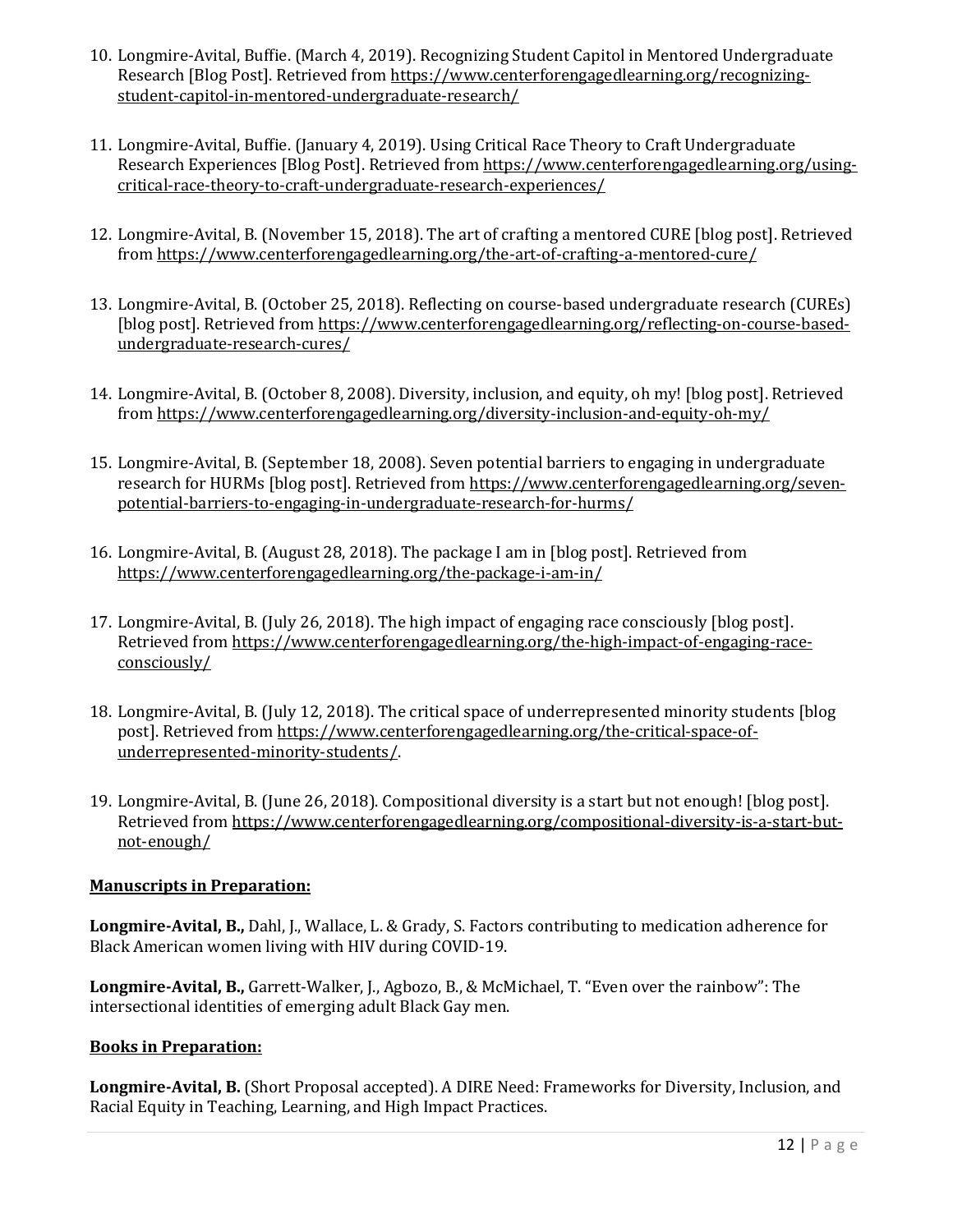10. Longmire-Avital, Buffie. (March 4, 2019). Recognizing Student Capitol in Mentored Undergraduate Research [Blog Post]. Retrieved from https://www.centerforengagedlearning.org/recognizing-student-capitol-in-mentored-undergraduate-research/

11. Longmire-Avital, Buffie. (January 4, 2019). Using Critical Race Theory to Craft Undergraduate Research Experiences [Blog Post]. Retrieved from https://www.centerforengagedlearning.org/using-critical-race-theory-to-craft-undergraduate-research-experiences/

12. Longmire-Avital, B. (November 15, 2018). The art of crafting a mentored CURE [blog post]. Retrieved from https://www.centerforengagedlearning.org/the-art-of-crafting-a-mentored-cure/

13. Longmire-Avital, B. (October 25, 2018). Reflecting on course-based undergraduate research (CUREs) [blog post]. Retrieved from https://www.centerforengagedlearning.org/reflecting-on-course-based-undergraduate-research-cures/

14. Longmire-Avital, B. (October 8, 2008). Diversity, inclusion, and equity, oh my! [blog post]. Retrieved from https://www.centerforengagedlearning.org/diversity-inclusion-and-equity-oh-my/

15. Longmire-Avital, B. (September 18, 2008). Seven potential barriers to engaging in undergraduate research for HURMs [blog post]. Retrieved from https://www.centerforengagedlearning.org/seven-potential-barriers-to-engaging-in-undergraduate-research-for-hurms/

16. Longmire-Avital, B. (August 28, 2018). The package I am in [blog post]. Retrieved from https://www.centerforengagedlearning.org/the-package-i-am-in/

17. Longmire-Avital, B. (July 26, 2018). The high impact of engaging race consciously [blog post]. Retrieved from https://www.centerforengagedlearning.org/the-high-impact-of-engaging-race-consciously/

18. Longmire-Avital, B. (July 12, 2018). The critical space of underrepresented minority students [blog post]. Retrieved from https://www.centerforengagedlearning.org/the-critical-space-of-underrepresented-minority-students/.

19. Longmire-Avital, B. (June 26, 2018). Compositional diversity is a start but not enough! [blog post]. Retrieved from https://www.centerforengagedlearning.org/compositional-diversity-is-a-start-but-not-enough/

**Manuscripts in Preparation:**

**Longmire-Avital, B.,** Dahl, J., Wallace, L. & Grady, S. Factors contributing to medication adherence for Black American women living with HIV during COVID-19.

**Longmire-Avital, B.,** Garrett-Walker, J., Agbozo, B., & McMichael, T. "Even over the rainbow": The intersectional identities of emerging adult Black Gay men.

**Books in Preparation:**

**Longmire-Avital, B.** (Short Proposal accepted). A DIRE Need: Frameworks for Diversity, Inclusion, and Racial Equity in Teaching, Learning, and High Impact Practices.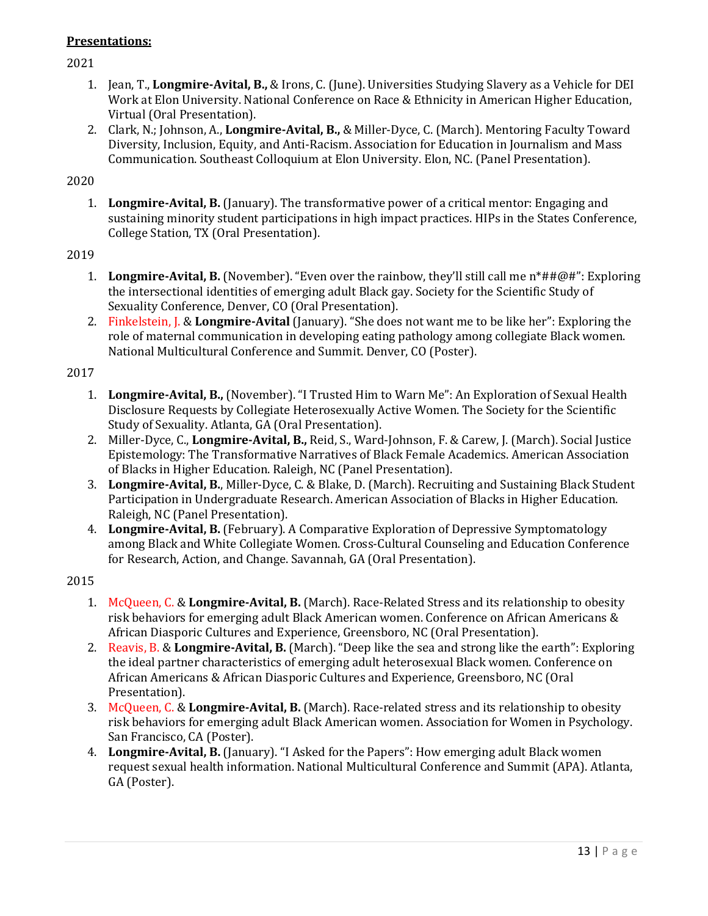**Presentations:**

2021

1. Jean, T., **Longmire-Avital, B.,** & Irons, C. (June). Universities Studying Slavery as a Vehicle for DEI Work at Elon University. National Conference on Race & Ethnicity in American Higher Education, Virtual (Oral Presentation).
2. Clark, N.; Johnson, A., **Longmire-Avital, B.,** & Miller-Dyce, C. (March). Mentoring Faculty Toward Diversity, Inclusion, Equity, and Anti-Racism. Association for Education in Journalism and Mass Communication. Southeast Colloquium at Elon University. Elon, NC. (Panel Presentation).

2020

1. **Longmire-Avital, B.** (January). The transformative power of a critical mentor: Engaging and sustaining minority student participations in high impact practices. HIPs in the States Conference, College Station, TX (Oral Presentation).

2019

1. **Longmire-Avital, B.** (November). "Even over the rainbow, they'll still call me n*##@#": Exploring the intersectional identities of emerging adult Black gay. Society for the Scientific Study of Sexuality Conference, Denver, CO (Oral Presentation).
2. Finkelstein, J. & **Longmire-Avital** (January). "She does not want me to be like her": Exploring the role of maternal communication in developing eating pathology among collegiate Black women. National Multicultural Conference and Summit. Denver, CO (Poster).

2017

1. **Longmire-Avital, B.,** (November). "I Trusted Him to Warn Me": An Exploration of Sexual Health Disclosure Requests by Collegiate Heterosexually Active Women. The Society for the Scientific Study of Sexuality. Atlanta, GA (Oral Presentation).
2. Miller-Dyce, C., **Longmire-Avital, B.,** Reid, S., Ward-Johnson, F. & Carew, J. (March). Social Justice Epistemology: The Transformative Narratives of Black Female Academics. American Association of Blacks in Higher Education. Raleigh, NC (Panel Presentation).
3. **Longmire-Avital, B.**, Miller-Dyce, C. & Blake, D. (March). Recruiting and Sustaining Black Student Participation in Undergraduate Research. American Association of Blacks in Higher Education. Raleigh, NC (Panel Presentation).
4. **Longmire-Avital, B.** (February). A Comparative Exploration of Depressive Symptomatology among Black and White Collegiate Women. Cross-Cultural Counseling and Education Conference for Research, Action, and Change. Savannah, GA (Oral Presentation).

2015

1. McQueen, C. & **Longmire-Avital, B.** (March). Race-Related Stress and its relationship to obesity risk behaviors for emerging adult Black American women. Conference on African Americans & African Diasporic Cultures and Experience, Greensboro, NC (Oral Presentation).
2. Reavis, B. & **Longmire-Avital, B.** (March). "Deep like the sea and strong like the earth": Exploring the ideal partner characteristics of emerging adult heterosexual Black women. Conference on African Americans & African Diasporic Cultures and Experience, Greensboro, NC (Oral Presentation).
3. McQueen, C. & **Longmire-Avital, B.** (March). Race-related stress and its relationship to obesity risk behaviors for emerging adult Black American women. Association for Women in Psychology. San Francisco, CA (Poster).
4. **Longmire-Avital, B.** (January). "I Asked for the Papers": How emerging adult Black women request sexual health information. National Multicultural Conference and Summit (APA). Atlanta, GA (Poster).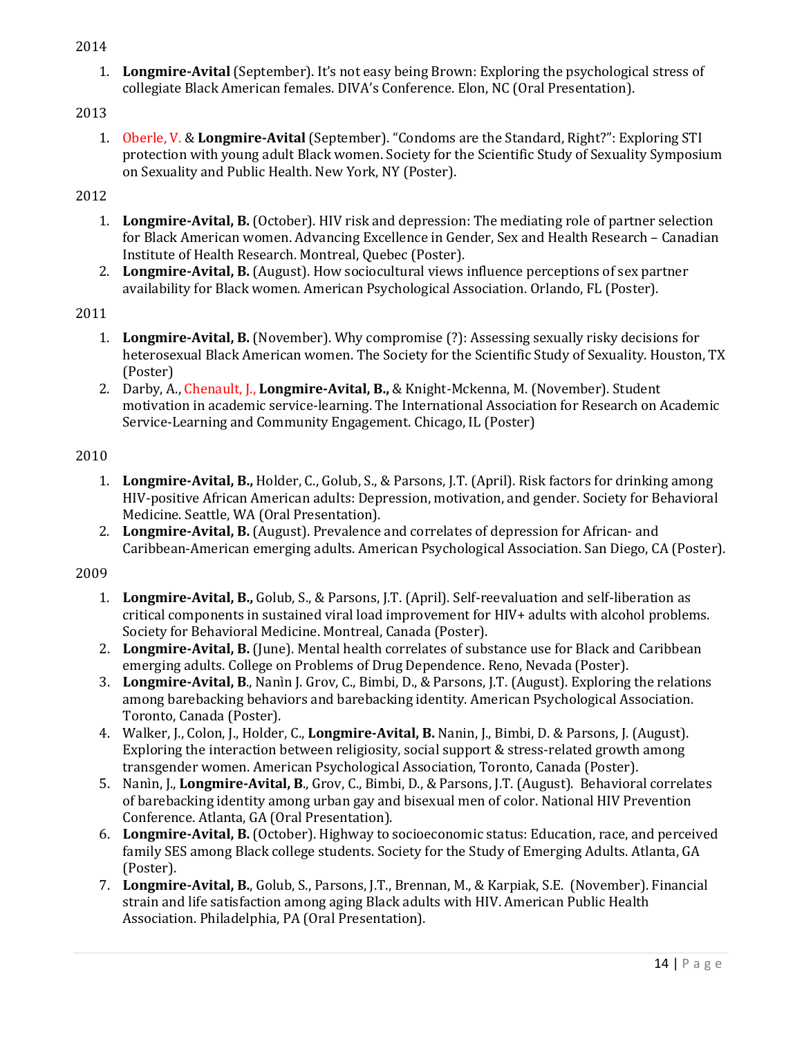2014

1. **Longmire-Avital** (September). It's not easy being Brown: Exploring the psychological stress of collegiate Black American females. DIVA's Conference. Elon, NC (Oral Presentation).

2013

1. Oberle, V. & **Longmire-Avital** (September). "Condoms are the Standard, Right?": Exploring STI protection with young adult Black women. Society for the Scientific Study of Sexuality Symposium on Sexuality and Public Health. New York, NY (Poster).

2012

1. **Longmire-Avital, B.** (October). HIV risk and depression: The mediating role of partner selection for Black American women. Advancing Excellence in Gender, Sex and Health Research – Canadian Institute of Health Research. Montreal, Quebec (Poster).
2. **Longmire-Avital, B.** (August). How sociocultural views influence perceptions of sex partner availability for Black women. American Psychological Association. Orlando, FL (Poster).

2011

1. **Longmire-Avital, B.** (November). Why compromise (?): Assessing sexually risky decisions for heterosexual Black American women. The Society for the Scientific Study of Sexuality. Houston, TX (Poster)
2. Darby, A., Chenault, J., **Longmire-Avital, B.,** & Knight-Mckenna, M. (November). Student motivation in academic service-learning. The International Association for Research on Academic Service-Learning and Community Engagement. Chicago, IL (Poster)

2010

1. **Longmire-Avital, B.,** Holder, C., Golub, S., & Parsons, J.T. (April). Risk factors for drinking among HIV-positive African American adults: Depression, motivation, and gender. Society for Behavioral Medicine. Seattle, WA (Oral Presentation).
2. **Longmire-Avital, B.** (August). Prevalence and correlates of depression for African- and Caribbean-American emerging adults. American Psychological Association. San Diego, CA (Poster).

2009

1. **Longmire-Avital, B.,** Golub, S., & Parsons, J.T. (April). Self-reevaluation and self-liberation as critical components in sustained viral load improvement for HIV+ adults with alcohol problems. Society for Behavioral Medicine. Montreal, Canada (Poster).
2. **Longmire-Avital, B.** (June). Mental health correlates of substance use for Black and Caribbean emerging adults. College on Problems of Drug Dependence. Reno, Nevada (Poster).
3. **Longmire-Avital, B**., Nanìn J. Grov, C., Bimbi, D., & Parsons, J.T. (August). Exploring the relations among barebacking behaviors and barebacking identity. American Psychological Association. Toronto, Canada (Poster).
4. Walker, J., Colon, J., Holder, C., **Longmire-Avital, B.** Nanin, J., Bimbi, D. & Parsons, J. (August). Exploring the interaction between religiosity, social support & stress-related growth among transgender women. American Psychological Association, Toronto, Canada (Poster).
5. Nanìn, J., **Longmire-Avital, B**., Grov, C., Bimbi, D., & Parsons, J.T. (August). Behavioral correlates of barebacking identity among urban gay and bisexual men of color. National HIV Prevention Conference. Atlanta, GA (Oral Presentation).
6. **Longmire-Avital, B.** (October). Highway to socioeconomic status: Education, race, and perceived family SES among Black college students. Society for the Study of Emerging Adults. Atlanta, GA (Poster).
7. **Longmire-Avital, B.**, Golub, S., Parsons, J.T., Brennan, M., & Karpiak, S.E. (November). Financial strain and life satisfaction among aging Black adults with HIV. American Public Health Association. Philadelphia, PA (Oral Presentation).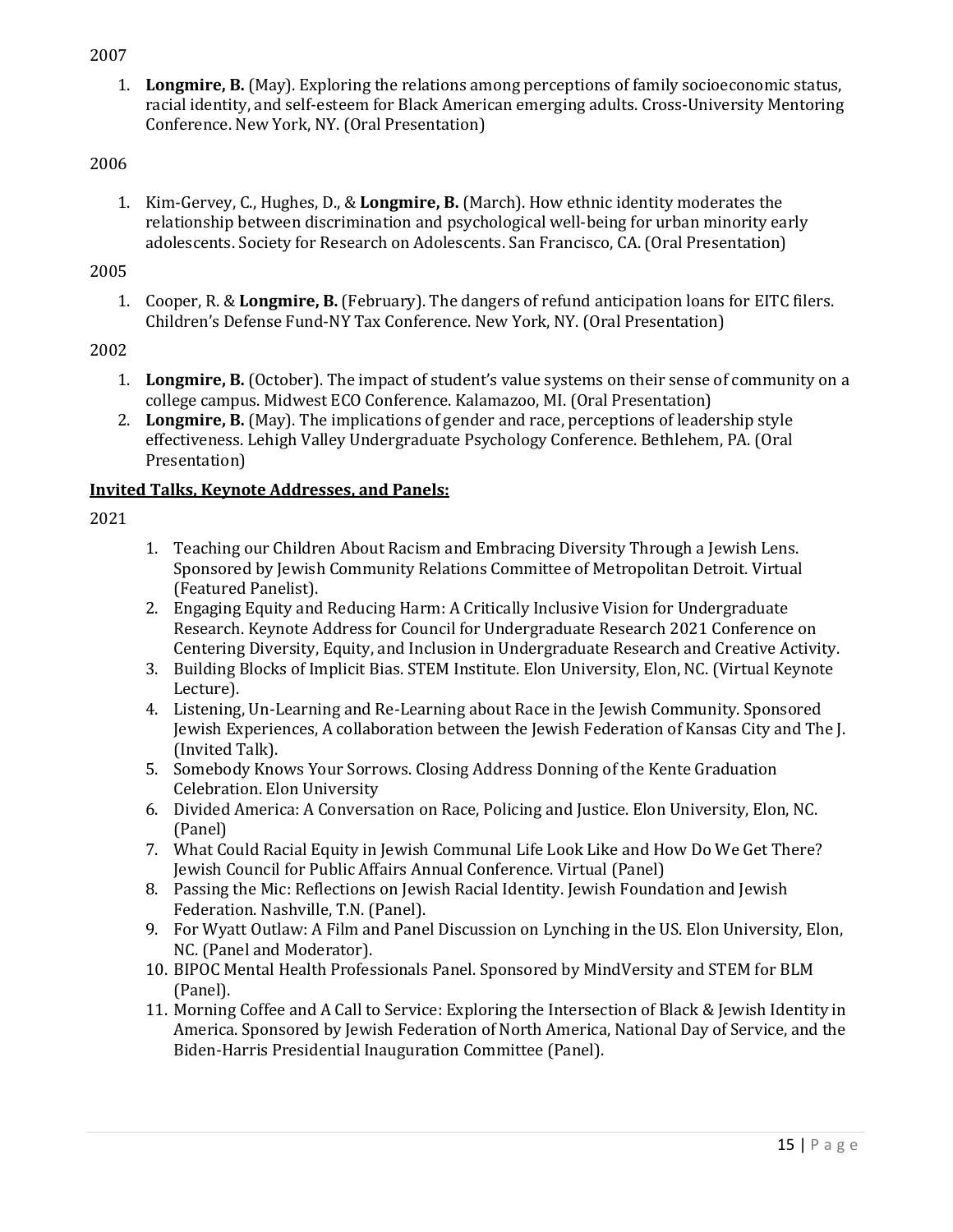2007

1. **Longmire, B.** (May). Exploring the relations among perceptions of family socioeconomic status, racial identity, and self-esteem for Black American emerging adults. Cross-University Mentoring Conference. New York, NY. (Oral Presentation)

2006

1. Kim-Gervey, C., Hughes, D., & **Longmire, B.** (March). How ethnic identity moderates the relationship between discrimination and psychological well-being for urban minority early adolescents. Society for Research on Adolescents. San Francisco, CA. (Oral Presentation)

2005

1. Cooper, R. & **Longmire, B.** (February). The dangers of refund anticipation loans for EITC filers. Children's Defense Fund-NY Tax Conference. New York, NY. (Oral Presentation)

2002

1. **Longmire, B.** (October). The impact of student's value systems on their sense of community on a college campus. Midwest ECO Conference. Kalamazoo, MI. (Oral Presentation)
2. **Longmire, B.** (May). The implications of gender and race, perceptions of leadership style effectiveness. Lehigh Valley Undergraduate Psychology Conference. Bethlehem, PA. (Oral Presentation)

**<u>Invited Talks, Keynote Addresses, and Panels:</u>**

2021

1. Teaching our Children About Racism and Embracing Diversity Through a Jewish Lens. Sponsored by Jewish Community Relations Committee of Metropolitan Detroit. Virtual (Featured Panelist).
2. Engaging Equity and Reducing Harm: A Critically Inclusive Vision for Undergraduate Research. Keynote Address for Council for Undergraduate Research 2021 Conference on Centering Diversity, Equity, and Inclusion in Undergraduate Research and Creative Activity.
3. Building Blocks of Implicit Bias. STEM Institute. Elon University, Elon, NC. (Virtual Keynote Lecture).
4. Listening, Un-Learning and Re-Learning about Race in the Jewish Community. Sponsored Jewish Experiences, A collaboration between the Jewish Federation of Kansas City and The J. (Invited Talk).
5. Somebody Knows Your Sorrows. Closing Address Donning of the Kente Graduation Celebration. Elon University
6. Divided America: A Conversation on Race, Policing and Justice. Elon University, Elon, NC. (Panel)
7. What Could Racial Equity in Jewish Communal Life Look Like and How Do We Get There? Jewish Council for Public Affairs Annual Conference. Virtual (Panel)
8. Passing the Mic: Reflections on Jewish Racial Identity. Jewish Foundation and Jewish Federation. Nashville, T.N. (Panel).
9. For Wyatt Outlaw: A Film and Panel Discussion on Lynching in the US. Elon University, Elon, NC. (Panel and Moderator).
10. BIPOC Mental Health Professionals Panel. Sponsored by MindVersity and STEM for BLM (Panel).
11. Morning Coffee and A Call to Service: Exploring the Intersection of Black & Jewish Identity in America. Sponsored by Jewish Federation of North America, National Day of Service, and the Biden-Harris Presidential Inauguration Committee (Panel).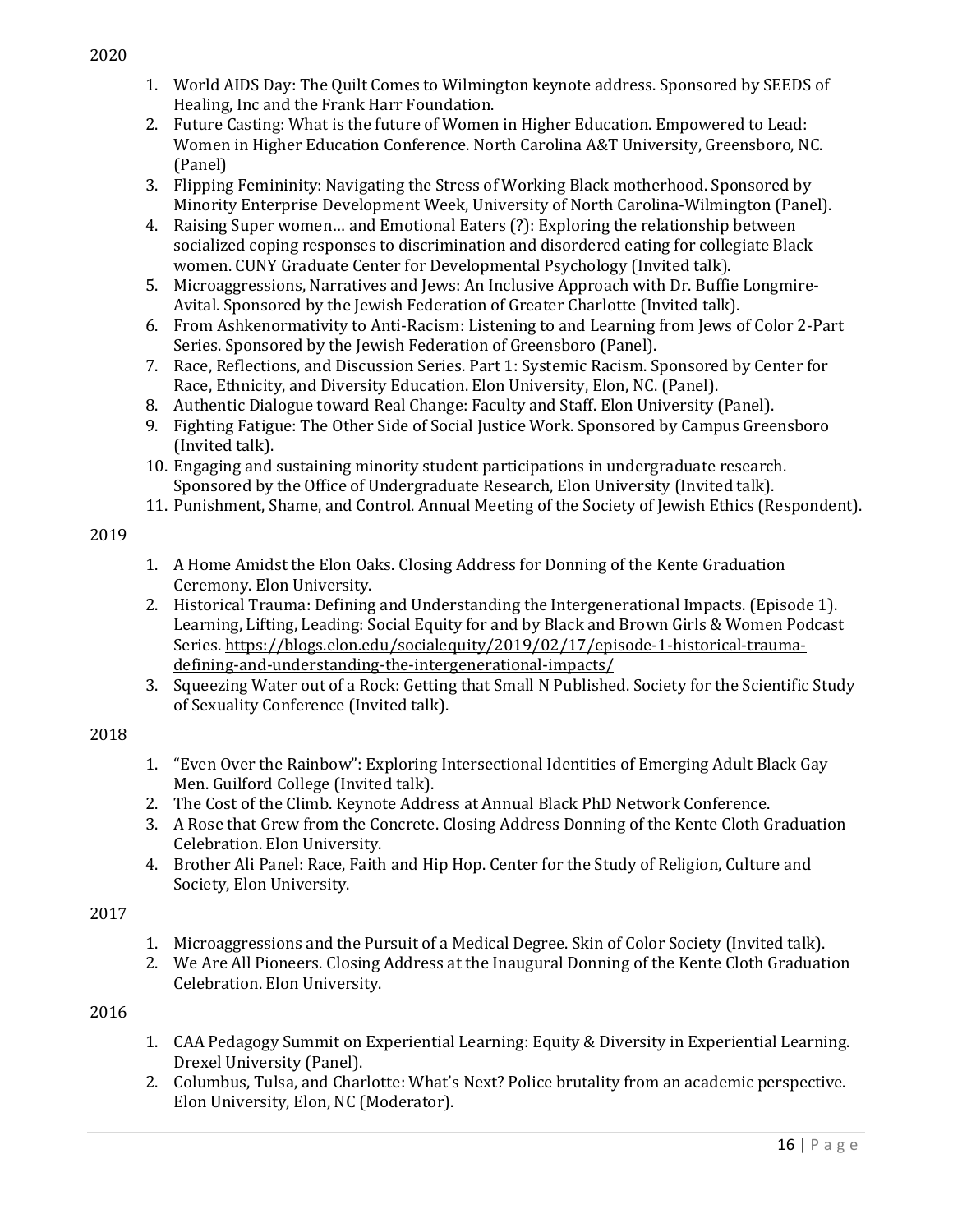2020

1. World AIDS Day: The Quilt Comes to Wilmington keynote address. Sponsored by SEEDS of Healing, Inc and the Frank Harr Foundation.
2. Future Casting: What is the future of Women in Higher Education. Empowered to Lead: Women in Higher Education Conference. North Carolina A&T University, Greensboro, NC. (Panel)
3. Flipping Femininity: Navigating the Stress of Working Black motherhood. Sponsored by Minority Enterprise Development Week, University of North Carolina-Wilmington (Panel).
4. Raising Super women… and Emotional Eaters (?): Exploring the relationship between socialized coping responses to discrimination and disordered eating for collegiate Black women. CUNY Graduate Center for Developmental Psychology (Invited talk).
5. Microaggressions, Narratives and Jews: An Inclusive Approach with Dr. Buffie Longmire-Avital. Sponsored by the Jewish Federation of Greater Charlotte (Invited talk).
6. From Ashkenormativity to Anti-Racism: Listening to and Learning from Jews of Color 2-Part Series. Sponsored by the Jewish Federation of Greensboro (Panel).
7. Race, Reflections, and Discussion Series. Part 1: Systemic Racism. Sponsored by Center for Race, Ethnicity, and Diversity Education. Elon University, Elon, NC. (Panel).
8. Authentic Dialogue toward Real Change: Faculty and Staff. Elon University (Panel).
9. Fighting Fatigue: The Other Side of Social Justice Work. Sponsored by Campus Greensboro (Invited talk).
10. Engaging and sustaining minority student participations in undergraduate research. Sponsored by the Office of Undergraduate Research, Elon University (Invited talk).
11. Punishment, Shame, and Control. Annual Meeting of the Society of Jewish Ethics (Respondent).

2019

1. A Home Amidst the Elon Oaks. Closing Address for Donning of the Kente Graduation Ceremony. Elon University.
2. Historical Trauma: Defining and Understanding the Intergenerational Impacts. (Episode 1). Learning, Lifting, Leading: Social Equity for and by Black and Brown Girls & Women Podcast Series. https://blogs.elon.edu/socialequity/2019/02/17/episode-1-historical-trauma-defining-and-understanding-the-intergenerational-impacts/
3. Squeezing Water out of a Rock: Getting that Small N Published. Society for the Scientific Study of Sexuality Conference (Invited talk).

2018

1. "Even Over the Rainbow": Exploring Intersectional Identities of Emerging Adult Black Gay Men. Guilford College (Invited talk).
2. The Cost of the Climb. Keynote Address at Annual Black PhD Network Conference.
3. A Rose that Grew from the Concrete. Closing Address Donning of the Kente Cloth Graduation Celebration. Elon University.
4. Brother Ali Panel: Race, Faith and Hip Hop. Center for the Study of Religion, Culture and Society, Elon University.

2017

1. Microaggressions and the Pursuit of a Medical Degree. Skin of Color Society (Invited talk).
2. We Are All Pioneers. Closing Address at the Inaugural Donning of the Kente Cloth Graduation Celebration. Elon University.

2016

1. CAA Pedagogy Summit on Experiential Learning: Equity & Diversity in Experiential Learning. Drexel University (Panel).
2. Columbus, Tulsa, and Charlotte: What's Next? Police brutality from an academic perspective. Elon University, Elon, NC (Moderator).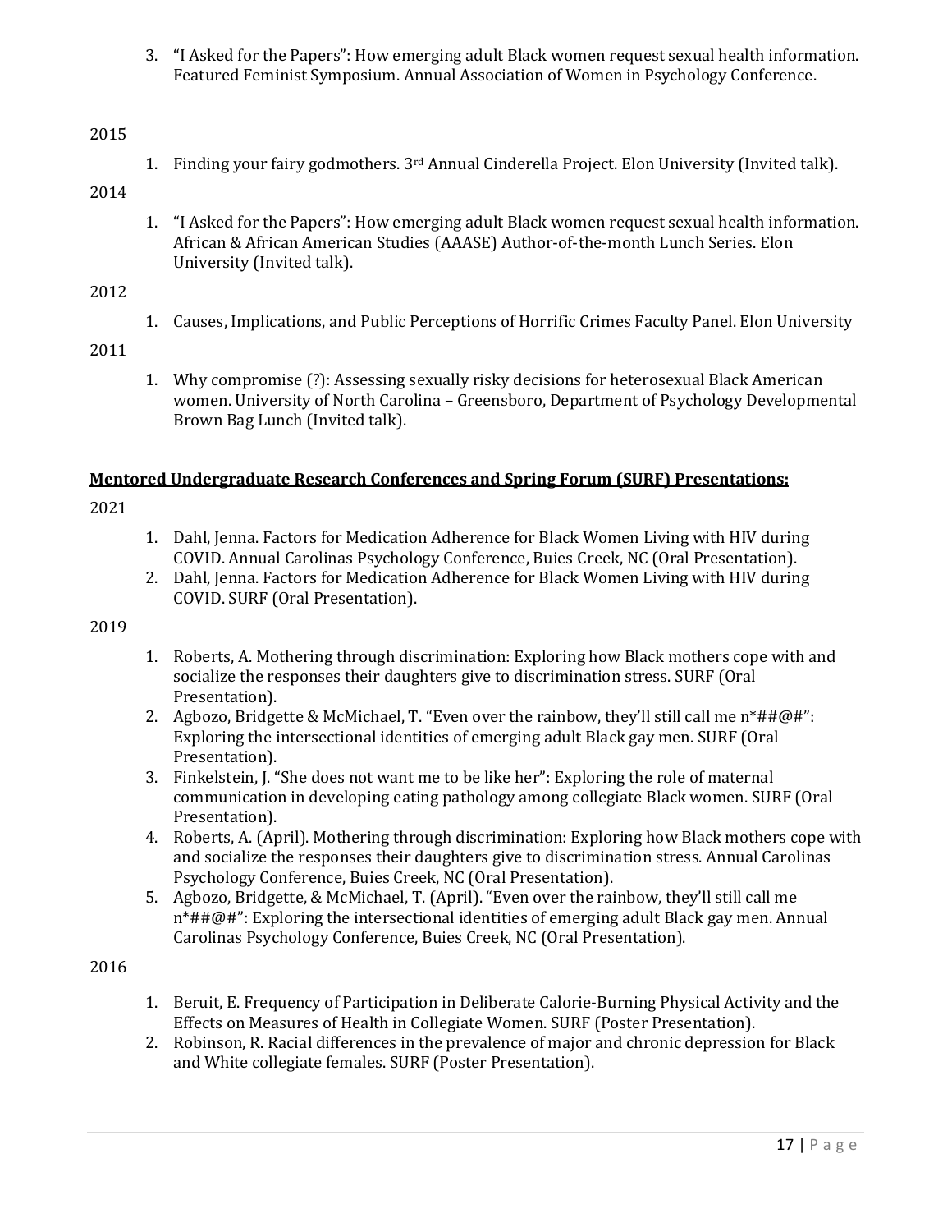3. "I Asked for the Papers": How emerging adult Black women request sexual health information. Featured Feminist Symposium. Annual Association of Women in Psychology Conference.

2015

1. Finding your fairy godmothers. 3rd Annual Cinderella Project. Elon University (Invited talk).

2014

1. "I Asked for the Papers": How emerging adult Black women request sexual health information. African & African American Studies (AAASE) Author-of-the-month Lunch Series. Elon University (Invited talk).

2012

1. Causes, Implications, and Public Perceptions of Horrific Crimes Faculty Panel. Elon University

2011

1. Why compromise (?): Assessing sexually risky decisions for heterosexual Black American women. University of North Carolina – Greensboro, Department of Psychology Developmental Brown Bag Lunch (Invited talk).

**Mentored Undergraduate Research Conferences and Spring Forum (SURF) Presentations:**

2021

1. Dahl, Jenna. Factors for Medication Adherence for Black Women Living with HIV during COVID. Annual Carolinas Psychology Conference, Buies Creek, NC (Oral Presentation).
2. Dahl, Jenna. Factors for Medication Adherence for Black Women Living with HIV during COVID. SURF (Oral Presentation).

2019

1. Roberts, A. Mothering through discrimination: Exploring how Black mothers cope with and socialize the responses their daughters give to discrimination stress. SURF (Oral Presentation).
2. Agbozo, Bridgette & McMichael, T. "Even over the rainbow, they'll still call me n*##@#": Exploring the intersectional identities of emerging adult Black gay men. SURF (Oral Presentation).
3. Finkelstein, J. "She does not want me to be like her": Exploring the role of maternal communication in developing eating pathology among collegiate Black women. SURF (Oral Presentation).
4. Roberts, A. (April). Mothering through discrimination: Exploring how Black mothers cope with and socialize the responses their daughters give to discrimination stress. Annual Carolinas Psychology Conference, Buies Creek, NC (Oral Presentation).
5. Agbozo, Bridgette, & McMichael, T. (April). "Even over the rainbow, they'll still call me n*##@#": Exploring the intersectional identities of emerging adult Black gay men. Annual Carolinas Psychology Conference, Buies Creek, NC (Oral Presentation).

2016

1. Beruit, E. Frequency of Participation in Deliberate Calorie-Burning Physical Activity and the Effects on Measures of Health in Collegiate Women. SURF (Poster Presentation).
2. Robinson, R. Racial differences in the prevalence of major and chronic depression for Black and White collegiate females. SURF (Poster Presentation).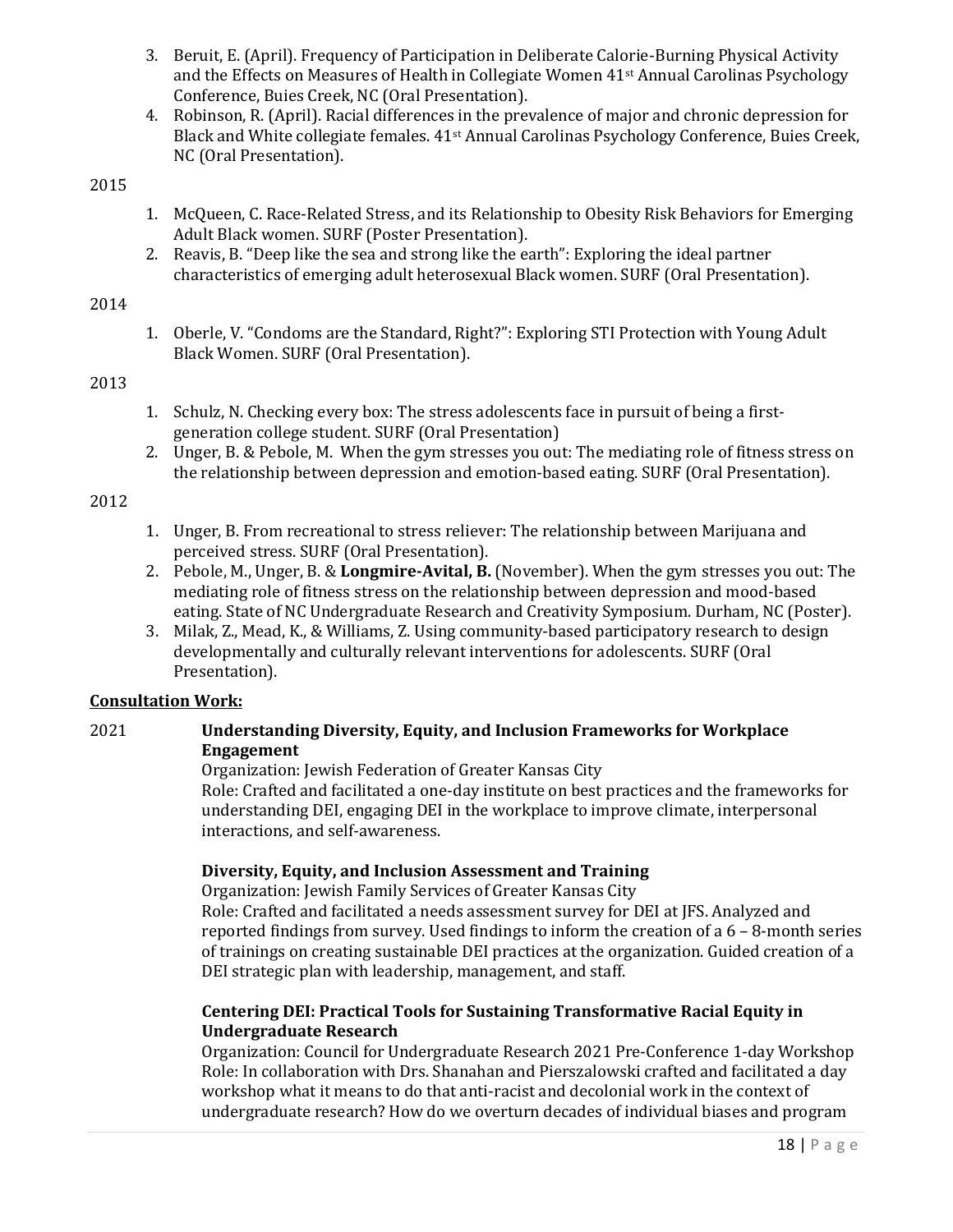3. Beruit, E. (April). Frequency of Participation in Deliberate Calorie-Burning Physical Activity and the Effects on Measures of Health in Collegiate Women 41st Annual Carolinas Psychology Conference, Buies Creek, NC (Oral Presentation).
4. Robinson, R. (April). Racial differences in the prevalence of major and chronic depression for Black and White collegiate females. 41st Annual Carolinas Psychology Conference, Buies Creek, NC (Oral Presentation).

2015

1. McQueen, C. Race-Related Stress, and its Relationship to Obesity Risk Behaviors for Emerging Adult Black women. SURF (Poster Presentation).
2. Reavis, B. "Deep like the sea and strong like the earth": Exploring the ideal partner characteristics of emerging adult heterosexual Black women. SURF (Oral Presentation).

2014

1. Oberle, V. "Condoms are the Standard, Right?": Exploring STI Protection with Young Adult Black Women. SURF (Oral Presentation).

2013

1. Schulz, N. Checking every box: The stress adolescents face in pursuit of being a first-generation college student. SURF (Oral Presentation)
2. Unger, B. & Pebole, M. When the gym stresses you out: The mediating role of fitness stress on the relationship between depression and emotion-based eating. SURF (Oral Presentation).

2012

1. Unger, B. From recreational to stress reliever: The relationship between Marijuana and perceived stress. SURF (Oral Presentation).
2. Pebole, M., Unger, B. & **Longmire-Avital, B.** (November). When the gym stresses you out: The mediating role of fitness stress on the relationship between depression and mood-based eating. State of NC Undergraduate Research and Creativity Symposium. Durham, NC (Poster).
3. Milak, Z., Mead, K., & Williams, Z. Using community-based participatory research to design developmentally and culturally relevant interventions for adolescents. SURF (Oral Presentation).

**Consultation Work:**

2021 **Understanding Diversity, Equity, and Inclusion Frameworks for Workplace Engagement**
Organization: Jewish Federation of Greater Kansas City
Role: Crafted and facilitated a one-day institute on best practices and the frameworks for understanding DEI, engaging DEI in the workplace to improve climate, interpersonal interactions, and self-awareness.

**Diversity, Equity, and Inclusion Assessment and Training**
Organization: Jewish Family Services of Greater Kansas City
Role: Crafted and facilitated a needs assessment survey for DEI at JFS. Analyzed and reported findings from survey. Used findings to inform the creation of a 6 – 8-month series of trainings on creating sustainable DEI practices at the organization. Guided creation of a DEI strategic plan with leadership, management, and staff.

**Centering DEI: Practical Tools for Sustaining Transformative Racial Equity in Undergraduate Research**
Organization: Council for Undergraduate Research 2021 Pre-Conference 1-day Workshop
Role: In collaboration with Drs. Shanahan and Pierszalowski crafted and facilitated a day workshop what it means to do that anti-racist and decolonial work in the context of undergraduate research? How do we overturn decades of individual biases and program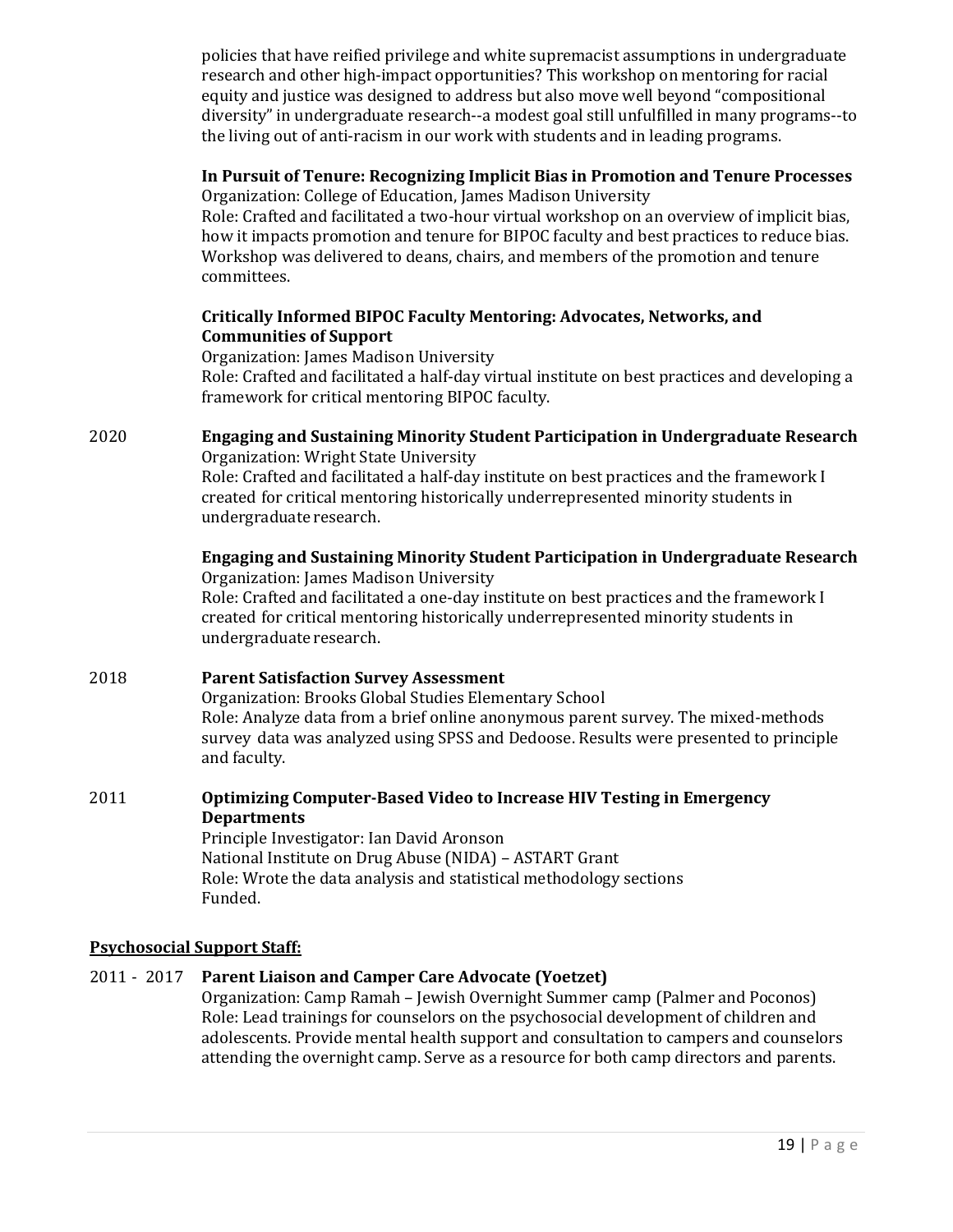policies that have reified privilege and white supremacist assumptions in undergraduate research and other high-impact opportunities? This workshop on mentoring for racial equity and justice was designed to address but also move well beyond "compositional diversity" in undergraduate research--a modest goal still unfulfilled in many programs--to the living out of anti-racism in our work with students and in leading programs.

**In Pursuit of Tenure: Recognizing Implicit Bias in Promotion and Tenure Processes**
Organization: College of Education, James Madison University
Role: Crafted and facilitated a two-hour virtual workshop on an overview of implicit bias, how it impacts promotion and tenure for BIPOC faculty and best practices to reduce bias. Workshop was delivered to deans, chairs, and members of the promotion and tenure committees.

**Critically Informed BIPOC Faculty Mentoring: Advocates, Networks, and Communities of Support**
Organization: James Madison University
Role: Crafted and facilitated a half-day virtual institute on best practices and developing a framework for critical mentoring BIPOC faculty.

2020 **Engaging and Sustaining Minority Student Participation in Undergraduate Research**
Organization: Wright State University
Role: Crafted and facilitated a half-day institute on best practices and the framework I created for critical mentoring historically underrepresented minority students in undergraduate research.

**Engaging and Sustaining Minority Student Participation in Undergraduate Research**
Organization: James Madison University
Role: Crafted and facilitated a one-day institute on best practices and the framework I created for critical mentoring historically underrepresented minority students in undergraduate research.

2018 **Parent Satisfaction Survey Assessment**
Organization: Brooks Global Studies Elementary School
Role: Analyze data from a brief online anonymous parent survey. The mixed-methods survey data was analyzed using SPSS and Dedoose. Results were presented to principle and faculty.

2011 **Optimizing Computer-Based Video to Increase HIV Testing in Emergency Departments**
Principle Investigator: Ian David Aronson
National Institute on Drug Abuse (NIDA) – ASTART Grant
Role: Wrote the data analysis and statistical methodology sections
Funded.

**Psychosocial Support Staff:**

2011 - 2017 **Parent Liaison and Camper Care Advocate (Yoetzet)**
Organization: Camp Ramah – Jewish Overnight Summer camp (Palmer and Poconos)
Role: Lead trainings for counselors on the psychosocial development of children and adolescents. Provide mental health support and consultation to campers and counselors attending the overnight camp. Serve as a resource for both camp directors and parents.